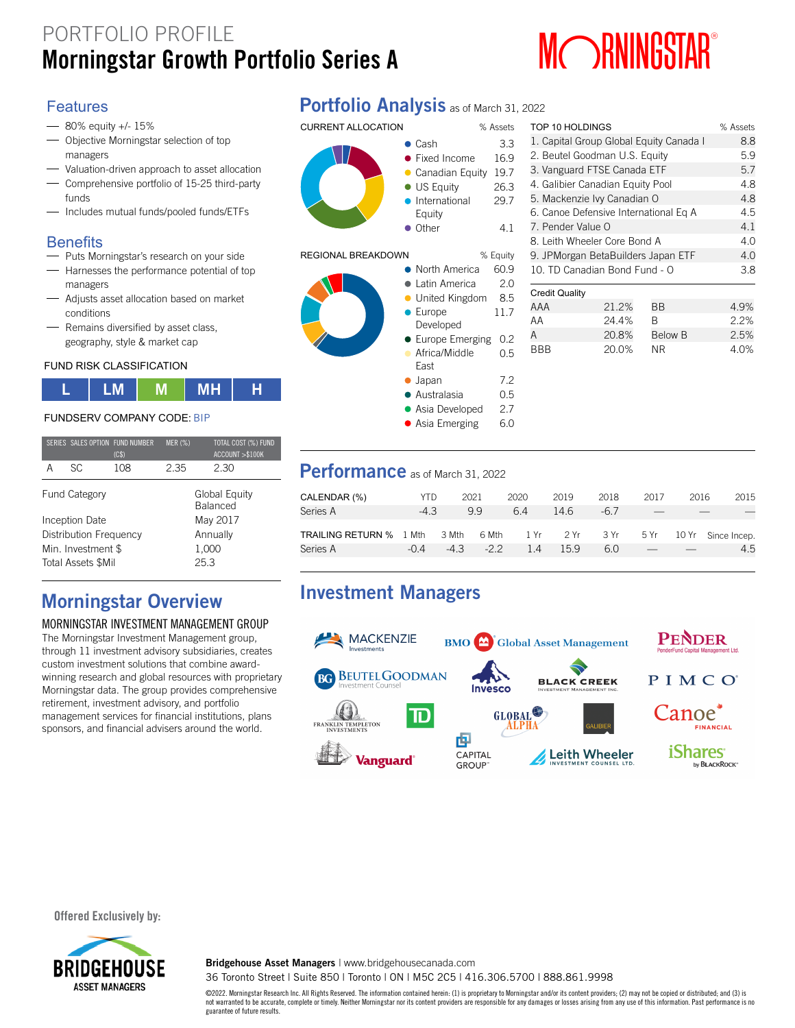# PORTFOLIO PROFILE

# Morningstar Growth Portfolio Series A

## Features

- 80% equity +/- 15%
- Objective Morningstar selection of top managers
- Valuation-driven approach to asset allocation
- Comprehensive portfolio of 15-25 third-party funds
- Includes mutual funds/pooled funds/ETFs

## Benefits

- Puts Morningstar's research on your side
- Harnesses the performance potential of top managers
- Adjusts asset allocation based on market conditions
- Remains diversified by asset class, geography, style & market cap

FUND RISK CLASSIFICATION

| L | LM | M | MH | H |
|---|---|---|---|---|

FUNDSERV COMPANY CODE: BIP

| SERIES | SALES OPTION | FUND NUMBER (C$) | MER (%) | TOTAL COST (%) FUND ACCOUNT >$100K |
|---|---|---|---|---|
| A | SC | 108 | 2.35 | 2.30 |

| | |
|---|---|
| Fund Category | Global Equity Balanced |
| Inception Date | May 2017 |
| Distribution Frequency | Annually |
| Min. Investment $ | 1,000 |
| Total Assets $Mil | 25.3 |

## Morningstar Overview

MORNINGSTAR INVESTMENT MANAGEMENT GROUP

The Morningstar Investment Management group, through 11 investment advisory subsidiaries, creates custom investment solutions that combine award-winning research and global resources with proprietary Morningstar data. The group provides comprehensive retirement, investment advisory, and portfolio management services for financial institutions, plans sponsors, and financial advisers around the world.

## Portfolio Analysis as of March 31, 2022

| CURRENT ALLOCATION | % Assets |
|---|---|
| Cash | 3.3 |
| Fixed Income | 16.9 |
| Canadian Equity | 19.7 |
| US Equity | 26.3 |
| International Equity | 29.7 |
| Other | 4.1 |

| REGIONAL BREAKDOWN | % Equity |
|---|---|
| North America | 60.9 |
| Latin America | 2.0 |
| United Kingdom | 8.5 |
| Europe Developed | 11.7 |
| Europe Emerging | 0.2 |
| Africa/Middle East | 0.5 |
| Japan | 7.2 |
| Australasia | 0.5 |
| Asia Developed | 2.7 |
| Asia Emerging | 6.0 |

| TOP 10 HOLDINGS | % Assets |
|---|---|
| 1. Capital Group Global Equity Canada I | 8.8 |
| 2. Beutel Goodman U.S. Equity | 5.9 |
| 3. Vanguard FTSE Canada ETF | 5.7 |
| 4. Galibier Canadian Equity Pool | 4.8 |
| 5. Mackenzie Ivy Canadian O | 4.8 |
| 6. Canoe Defensive International Eq A | 4.5 |
| 7. Pender Value O | 4.1 |
| 8. Leith Wheeler Core Bond A | 4.0 |
| 9. JPMorgan BetaBuilders Japan ETF | 4.0 |
| 10. TD Canadian Bond Fund - O | 3.8 |

Credit Quality

| | | | |
|---|---|---|---|
| AAA | 21.2% | BB | 4.9% |
| AA | 24.4% | B | 2.2% |
| A | 20.8% | Below B | 2.5% |
| BBB | 20.0% | NR | 4.0% |

## Performance as of March 31, 2022

| CALENDAR (%) | YTD | 2021 | 2020 | 2019 | 2018 | 2017 | 2016 | 2015 |
|---|---|---|---|---|---|---|---|---|
| Series A | -4.3 | 9.9 | 6.4 | 14.6 | -6.7 | — | — | — |

| TRAILING RETURN % | 1 Mth | 3 Mth | 6 Mth | 1 Yr | 2 Yr | 3 Yr | 5 Yr | 10 Yr | Since Incep. |
|---|---|---|---|---|---|---|---|---|---|
| Series A | -0.4 | -4.3 | -2.2 | 1.4 | 15.9 | 6.0 | — | — | 4.5 |

## Investment Managers

Mackenzie Investments, BMO Global Asset Management, Pender, Beutel Goodman Investment Counsel, Invesco, Black Creek Investment Management Inc., PIMCO, Franklin Templeton Investments, TD, Global Alpha, Galibier, Canoe Financial, Capital Group, Vanguard, Leith Wheeler Investment Counsel Ltd., iShares by BlackRock

Offered Exclusively by:

BRIDGEHOUSE ASSET MANAGERS

**Bridgehouse Asset Managers** | www.bridgehousecanada.com
36 Toronto Street | Suite 850 | Toronto | ON | M5C 2C5 | 416.306.5700 | 888.861.9998

©2022. Morningstar Research Inc. All Rights Reserved. The information contained herein: (1) is proprietary to Morningstar and/or its content providers; (2) may not be copied or distributed; and (3) is not warranted to be accurate, complete or timely. Neither Morningstar nor its content providers are responsible for any damages or losses arising from any use of this information. Past performance is no guarantee of future results.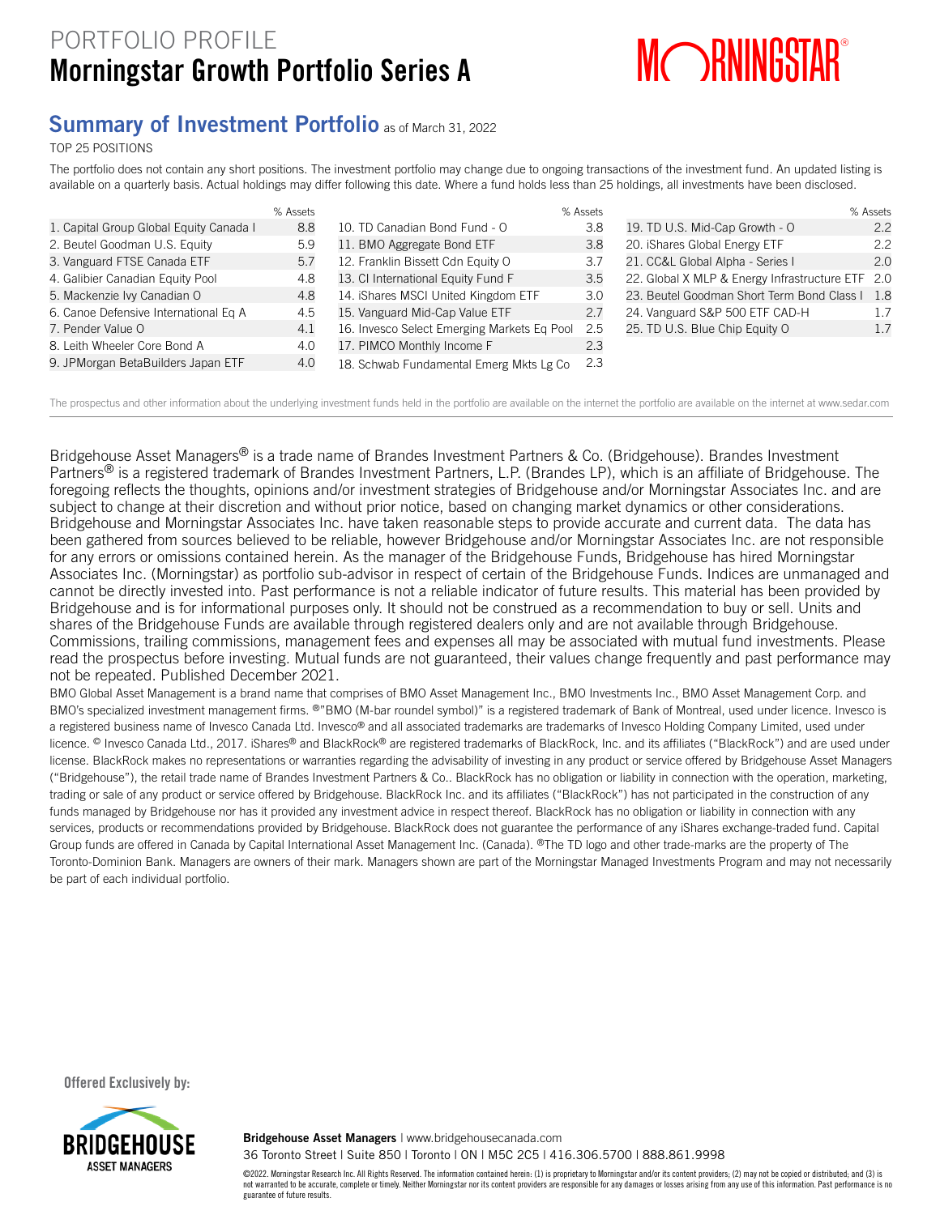PORTFOLIO PROFILE

# Morningstar Growth Portfolio Series A

## Summary of Investment Portfolio as of March 31, 2022

TOP 25 POSITIONS

The portfolio does not contain any short positions. The investment portfolio may change due to ongoing transactions of the investment fund. An updated listing is available on a quarterly basis. Actual holdings may differ following this date. Where a fund holds less than 25 holdings, all investments have been disclosed.

| | % Assets |
|---|---|
| 1. Capital Group Global Equity Canada I | 8.8 |
| 2. Beutel Goodman U.S. Equity | 5.9 |
| 3. Vanguard FTSE Canada ETF | 5.7 |
| 4. Galibier Canadian Equity Pool | 4.8 |
| 5. Mackenzie Ivy Canadian O | 4.8 |
| 6. Canoe Defensive International Eq A | 4.5 |
| 7. Pender Value O | 4.1 |
| 8. Leith Wheeler Core Bond A | 4.0 |
| 9. JPMorgan BetaBuilders Japan ETF | 4.0 |
| 10. TD Canadian Bond Fund - O | 3.8 |
| 11. BMO Aggregate Bond ETF | 3.8 |
| 12. Franklin Bissett Cdn Equity O | 3.7 |
| 13. CI International Equity Fund F | 3.5 |
| 14. iShares MSCI United Kingdom ETF | 3.0 |
| 15. Vanguard Mid-Cap Value ETF | 2.7 |
| 16. Invesco Select Emerging Markets Eq Pool | 2.5 |
| 17. PIMCO Monthly Income F | 2.3 |
| 18. Schwab Fundamental Emerg Mkts Lg Co | 2.3 |
| 19. TD U.S. Mid-Cap Growth - O | 2.2 |
| 20. iShares Global Energy ETF | 2.2 |
| 21. CC&L Global Alpha - Series I | 2.0 |
| 22. Global X MLP & Energy Infrastructure ETF | 2.0 |
| 23. Beutel Goodman Short Term Bond Class I | 1.8 |
| 24. Vanguard S&P 500 ETF CAD-H | 1.7 |
| 25. TD U.S. Blue Chip Equity O | 1.7 |

The prospectus and other information about the underlying investment funds held in the portfolio are available on the internet the portfolio are available on the internet at www.sedar.com

Bridgehouse Asset Managers® is a trade name of Brandes Investment Partners & Co. (Bridgehouse). Brandes Investment Partners® is a registered trademark of Brandes Investment Partners, L.P. (Brandes LP), which is an affiliate of Bridgehouse. The foregoing reflects the thoughts, opinions and/or investment strategies of Bridgehouse and/or Morningstar Associates Inc. and are subject to change at their discretion and without prior notice, based on changing market dynamics or other considerations. Bridgehouse and Morningstar Associates Inc. have taken reasonable steps to provide accurate and current data. The data has been gathered from sources believed to be reliable, however Bridgehouse and/or Morningstar Associates Inc. are not responsible for any errors or omissions contained herein. As the manager of the Bridgehouse Funds, Bridgehouse has hired Morningstar Associates Inc. (Morningstar) as portfolio sub-advisor in respect of certain of the Bridgehouse Funds. Indices are unmanaged and cannot be directly invested into. Past performance is not a reliable indicator of future results. This material has been provided by Bridgehouse and is for informational purposes only. It should not be construed as a recommendation to buy or sell. Units and shares of the Bridgehouse Funds are available through registered dealers only and are not available through Bridgehouse. Commissions, trailing commissions, management fees and expenses all may be associated with mutual fund investments. Please read the prospectus before investing. Mutual funds are not guaranteed, their values change frequently and past performance may not be repeated. Published December 2021.

BMO Global Asset Management is a brand name that comprises of BMO Asset Management Inc., BMO Investments Inc., BMO Asset Management Corp. and BMO's specialized investment management firms. ®"BMO (M-bar roundel symbol)" is a registered trademark of Bank of Montreal, used under licence. Invesco is a registered business name of Invesco Canada Ltd. Invesco® and all associated trademarks are trademarks of Invesco Holding Company Limited, used under licence. © Invesco Canada Ltd., 2017. iShares® and BlackRock® are registered trademarks of BlackRock, Inc. and its affiliates ("BlackRock") and are used under license. BlackRock makes no representations or warranties regarding the advisability of investing in any product or service offered by Bridgehouse Asset Managers ("Bridgehouse"), the retail trade name of Brandes Investment Partners & Co.. BlackRock has no obligation or liability in connection with the operation, marketing, trading or sale of any product or service offered by Bridgehouse. BlackRock Inc. and its affiliates ("BlackRock") has not participated in the construction of any funds managed by Bridgehouse nor has it provided any investment advice in respect thereof. BlackRock has no obligation or liability in connection with any services, products or recommendations provided by Bridgehouse. BlackRock does not guarantee the performance of any iShares exchange-traded fund. Capital Group funds are offered in Canada by Capital International Asset Management Inc. (Canada). ®The TD logo and other trade-marks are the property of The Toronto-Dominion Bank. Managers are owners of their mark. Managers shown are part of the Morningstar Managed Investments Program and may not necessarily be part of each individual portfolio.

Offered Exclusively by:

BRIDGEHOUSE ASSET MANAGERS

**Bridgehouse Asset Managers** | www.bridgehousecanada.com
36 Toronto Street | Suite 850 | Toronto | ON | M5C 2C5 | 416.306.5700 | 888.861.9998

©2022. Morningstar Research Inc. All Rights Reserved. The information contained herein: (1) is proprietary to Morningstar and/or its content providers; (2) may not be copied or distributed; and (3) is not warranted to be accurate, complete or timely. Neither Morningstar nor its content providers are responsible for any damages or losses arising from any use of this information. Past performance is no guarantee of future results.